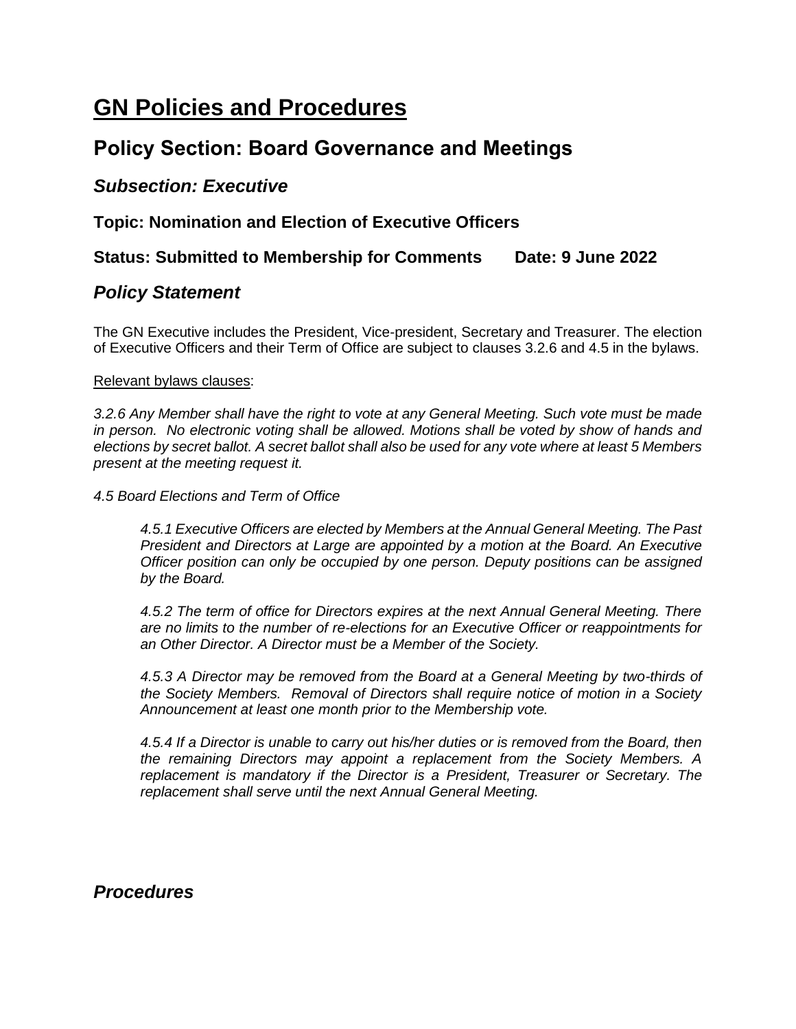# GN Policies and Procedures

## Policy Section: Board Governance and Meetings

### *Subsection: Executive*

**Topic: Nomination and Election of Executive Officers**

**Status: Submitted to Membership for Comments      Date: 9 June 2022**

## *Policy Statement*

The GN Executive includes the President, Vice-president, Secretary and Treasurer. The election of Executive Officers and their Term of Office are subject to clauses 3.2.6 and 4.5 in the bylaws.

Relevant bylaws clauses:

*3.2.6 Any Member shall have the right to vote at any General Meeting. Such vote must be made in person. No electronic voting shall be allowed. Motions shall be voted by show of hands and elections by secret ballot. A secret ballot shall also be used for any vote where at least 5 Members present at the meeting request it.*

*4.5 Board Elections and Term of Office*

> *4.5.1 Executive Officers are elected by Members at the Annual General Meeting. The Past President and Directors at Large are appointed by a motion at the Board. An Executive Officer position can only be occupied by one person. Deputy positions can be assigned by the Board.*
>
> *4.5.2 The term of office for Directors expires at the next Annual General Meeting. There are no limits to the number of re-elections for an Executive Officer or reappointments for an Other Director. A Director must be a Member of the Society.*
>
> *4.5.3 A Director may be removed from the Board at a General Meeting by two-thirds of the Society Members. Removal of Directors shall require notice of motion in a Society Announcement at least one month prior to the Membership vote.*
>
> *4.5.4 If a Director is unable to carry out his/her duties or is removed from the Board, then the remaining Directors may appoint a replacement from the Society Members. A replacement is mandatory if the Director is a President, Treasurer or Secretary. The replacement shall serve until the next Annual General Meeting.*

## *Procedures*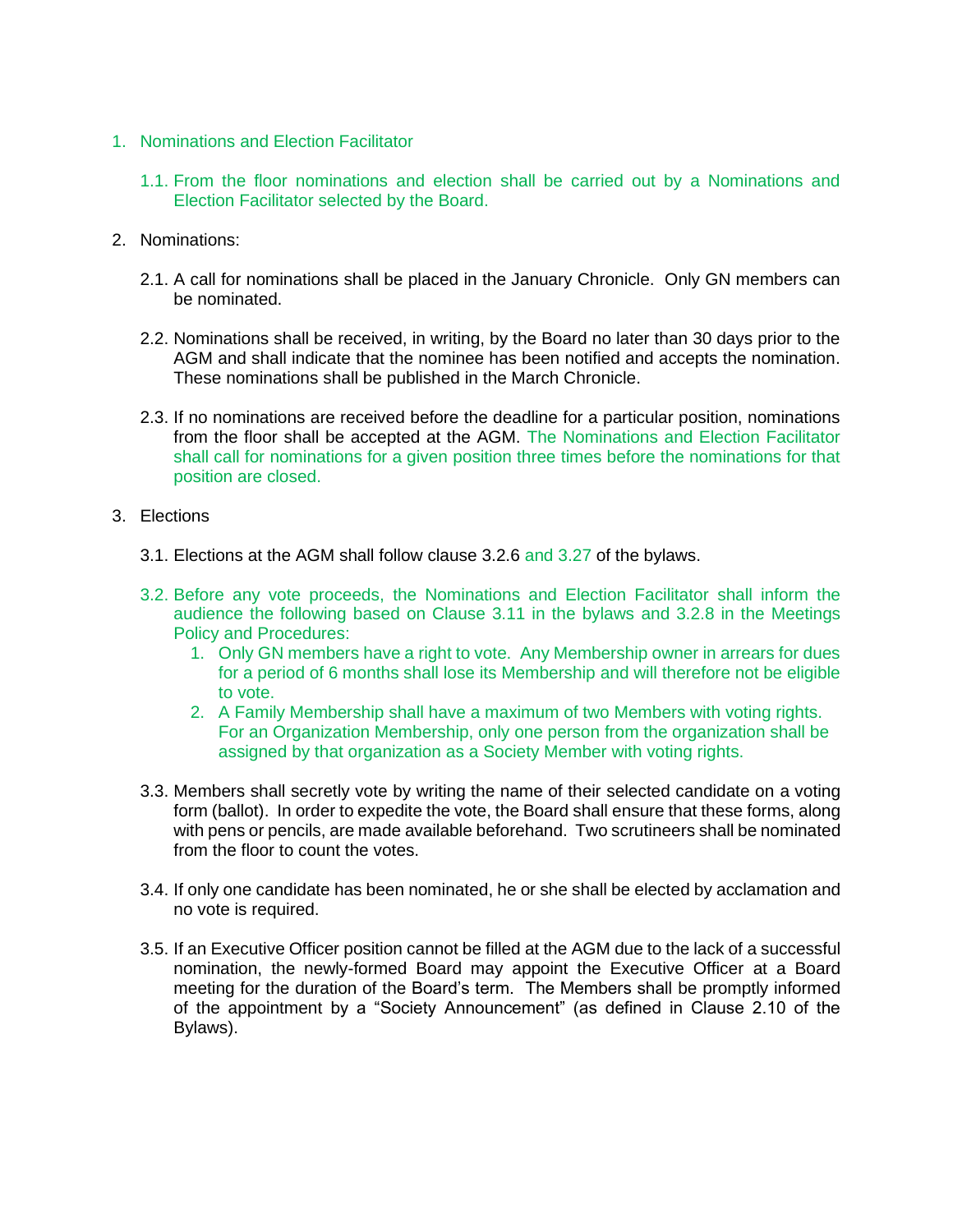1. Nominations and Election Facilitator

   1.1. From the floor nominations and election shall be carried out by a Nominations and Election Facilitator selected by the Board.

2. Nominations:

   2.1. A call for nominations shall be placed in the January Chronicle. Only GN members can be nominated.

   2.2. Nominations shall be received, in writing, by the Board no later than 30 days prior to the AGM and shall indicate that the nominee has been notified and accepts the nomination. These nominations shall be published in the March Chronicle.

   2.3. If no nominations are received before the deadline for a particular position, nominations from the floor shall be accepted at the AGM. The Nominations and Election Facilitator shall call for nominations for a given position three times before the nominations for that position are closed.

3. Elections

   3.1. Elections at the AGM shall follow clause 3.2.6 and 3.27 of the bylaws.

   3.2. Before any vote proceeds, the Nominations and Election Facilitator shall inform the audience the following based on Clause 3.11 in the bylaws and 3.2.8 in the Meetings Policy and Procedures:
      1. Only GN members have a right to vote. Any Membership owner in arrears for dues for a period of 6 months shall lose its Membership and will therefore not be eligible to vote.
      2. A Family Membership shall have a maximum of two Members with voting rights. For an Organization Membership, only one person from the organization shall be assigned by that organization as a Society Member with voting rights.

   3.3. Members shall secretly vote by writing the name of their selected candidate on a voting form (ballot). In order to expedite the vote, the Board shall ensure that these forms, along with pens or pencils, are made available beforehand. Two scrutineers shall be nominated from the floor to count the votes.

   3.4. If only one candidate has been nominated, he or she shall be elected by acclamation and no vote is required.

   3.5. If an Executive Officer position cannot be filled at the AGM due to the lack of a successful nomination, the newly-formed Board may appoint the Executive Officer at a Board meeting for the duration of the Board's term. The Members shall be promptly informed of the appointment by a "Society Announcement" (as defined in Clause 2.10 of the Bylaws).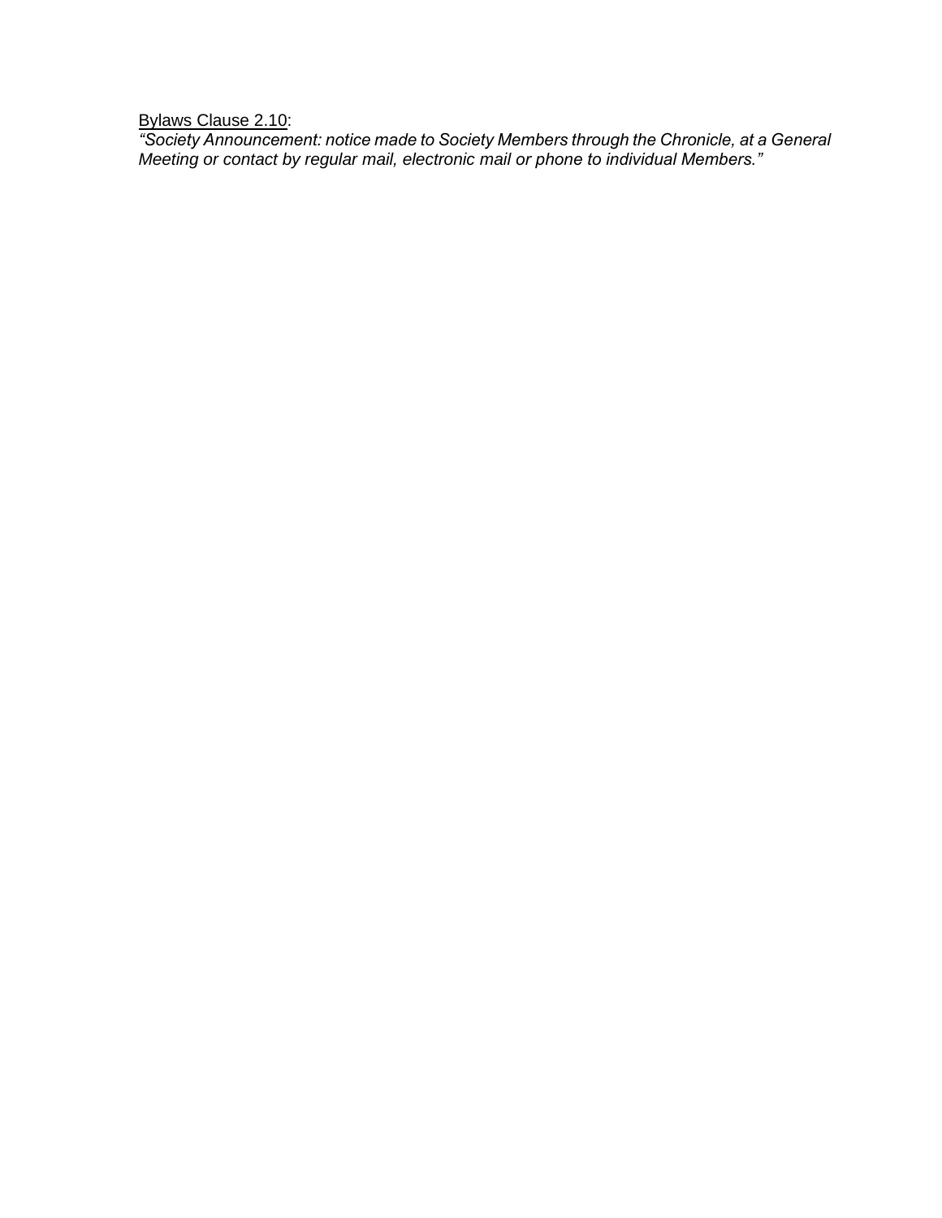Bylaws Clause 2.10:

*"Society Announcement: notice made to Society Members through the Chronicle, at a General Meeting or contact by regular mail, electronic mail or phone to individual Members."*